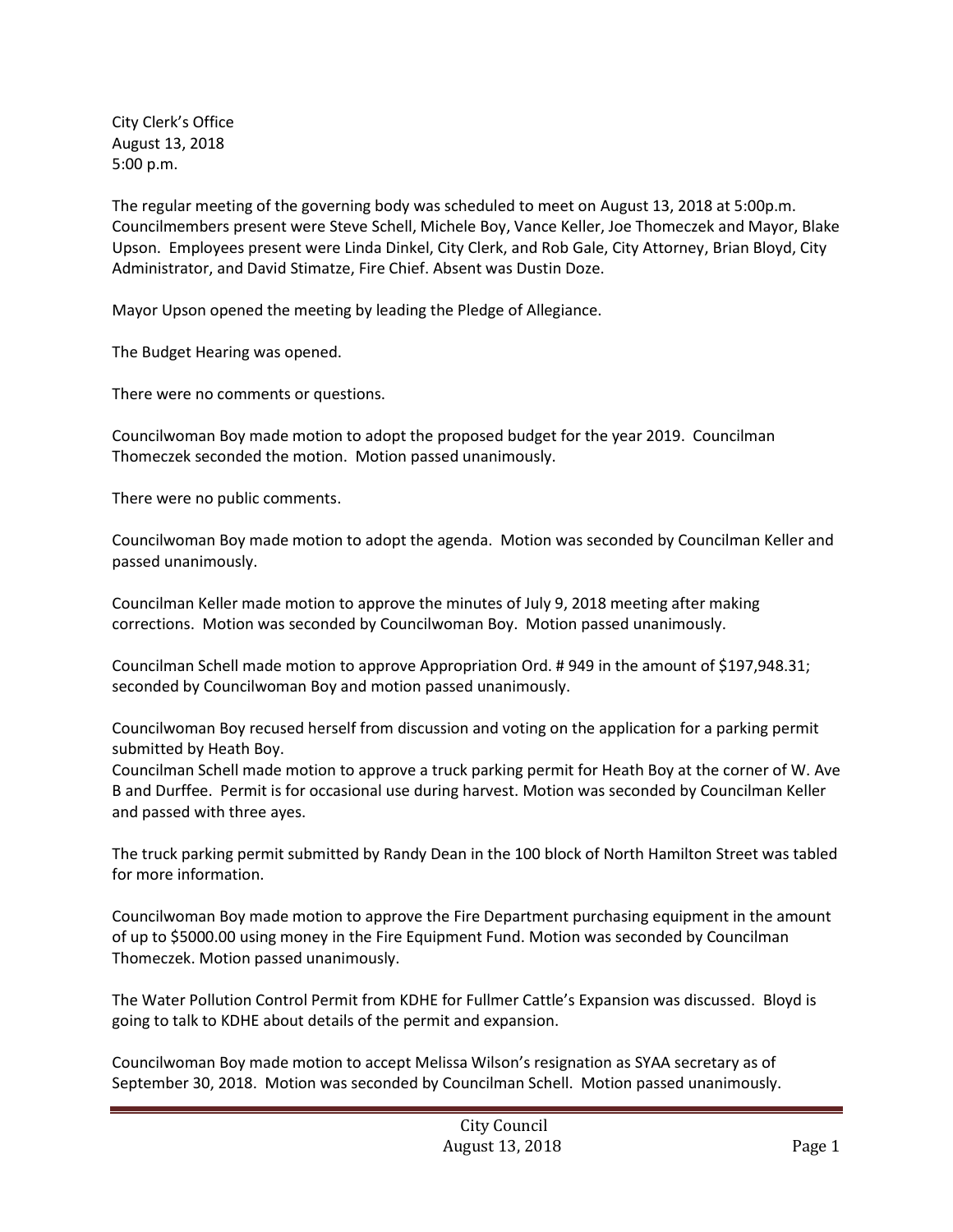City Clerk's Office
August 13, 2018
5:00 p.m.

The regular meeting of the governing body was scheduled to meet on August 13, 2018 at 5:00p.m. Councilmembers present were Steve Schell, Michele Boy, Vance Keller, Joe Thomeczek and Mayor, Blake Upson. Employees present were Linda Dinkel, City Clerk, and Rob Gale, City Attorney, Brian Bloyd, City Administrator, and David Stimatze, Fire Chief. Absent was Dustin Doze.

Mayor Upson opened the meeting by leading the Pledge of Allegiance.

The Budget Hearing was opened.

There were no comments or questions.

Councilwoman Boy made motion to adopt the proposed budget for the year 2019. Councilman Thomeczek seconded the motion. Motion passed unanimously.

There were no public comments.

Councilwoman Boy made motion to adopt the agenda. Motion was seconded by Councilman Keller and passed unanimously.

Councilman Keller made motion to approve the minutes of July 9, 2018 meeting after making corrections. Motion was seconded by Councilwoman Boy. Motion passed unanimously.

Councilman Schell made motion to approve Appropriation Ord. # 949 in the amount of $197,948.31; seconded by Councilwoman Boy and motion passed unanimously.

Councilwoman Boy recused herself from discussion and voting on the application for a parking permit submitted by Heath Boy.
Councilman Schell made motion to approve a truck parking permit for Heath Boy at the corner of W. Ave B and Durffee. Permit is for occasional use during harvest. Motion was seconded by Councilman Keller and passed with three ayes.

The truck parking permit submitted by Randy Dean in the 100 block of North Hamilton Street was tabled for more information.

Councilwoman Boy made motion to approve the Fire Department purchasing equipment in the amount of up to $5000.00 using money in the Fire Equipment Fund. Motion was seconded by Councilman Thomeczek. Motion passed unanimously.

The Water Pollution Control Permit from KDHE for Fullmer Cattle's Expansion was discussed. Bloyd is going to talk to KDHE about details of the permit and expansion.

Councilwoman Boy made motion to accept Melissa Wilson's resignation as SYAA secretary as of September 30, 2018. Motion was seconded by Councilman Schell. Motion passed unanimously.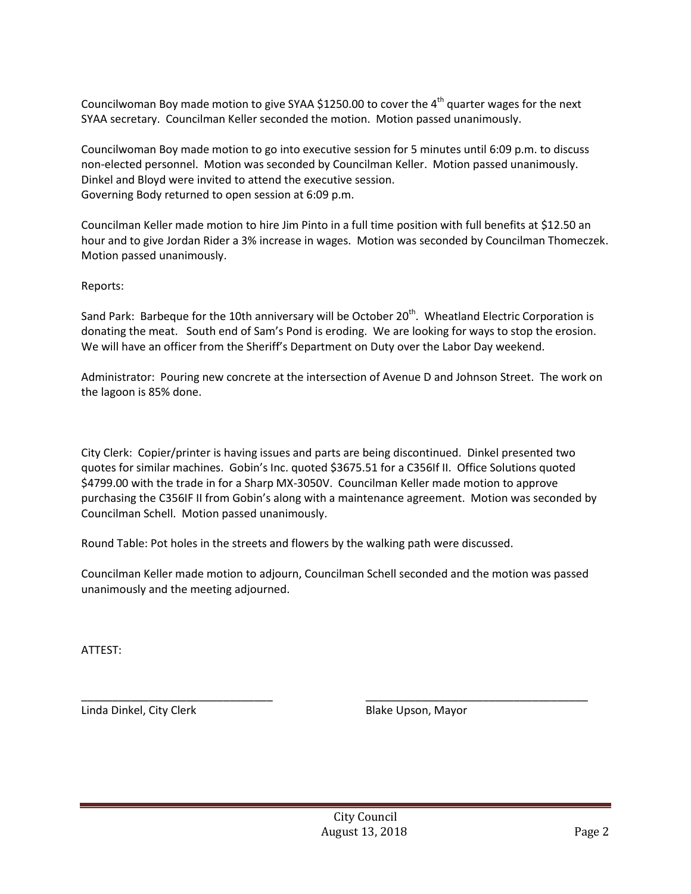Councilwoman Boy made motion to give SYAA $1250.00 to cover the 4th quarter wages for the next SYAA secretary. Councilman Keller seconded the motion. Motion passed unanimously.

Councilwoman Boy made motion to go into executive session for 5 minutes until 6:09 p.m. to discuss non-elected personnel. Motion was seconded by Councilman Keller. Motion passed unanimously. Dinkel and Bloyd were invited to attend the executive session.
Governing Body returned to open session at 6:09 p.m.

Councilman Keller made motion to hire Jim Pinto in a full time position with full benefits at $12.50 an hour and to give Jordan Rider a 3% increase in wages. Motion was seconded by Councilman Thomeczek. Motion passed unanimously.

Reports:

Sand Park: Barbeque for the 10th anniversary will be October 20th. Wheatland Electric Corporation is donating the meat. South end of Sam's Pond is eroding. We are looking for ways to stop the erosion. We will have an officer from the Sheriff's Department on Duty over the Labor Day weekend.

Administrator: Pouring new concrete at the intersection of Avenue D and Johnson Street. The work on the lagoon is 85% done.

City Clerk: Copier/printer is having issues and parts are being discontinued. Dinkel presented two quotes for similar machines. Gobin's Inc. quoted $3675.51 for a C356If II. Office Solutions quoted $4799.00 with the trade in for a Sharp MX-3050V. Councilman Keller made motion to approve purchasing the C356IF II from Gobin's along with a maintenance agreement. Motion was seconded by Councilman Schell. Motion passed unanimously.

Round Table: Pot holes in the streets and flowers by the walking path were discussed.

Councilman Keller made motion to adjourn, Councilman Schell seconded and the motion was passed unanimously and the meeting adjourned.

ATTEST:

_______________________________ _____________________________________

Linda Dinkel, City Clerk Blake Upson, Mayor